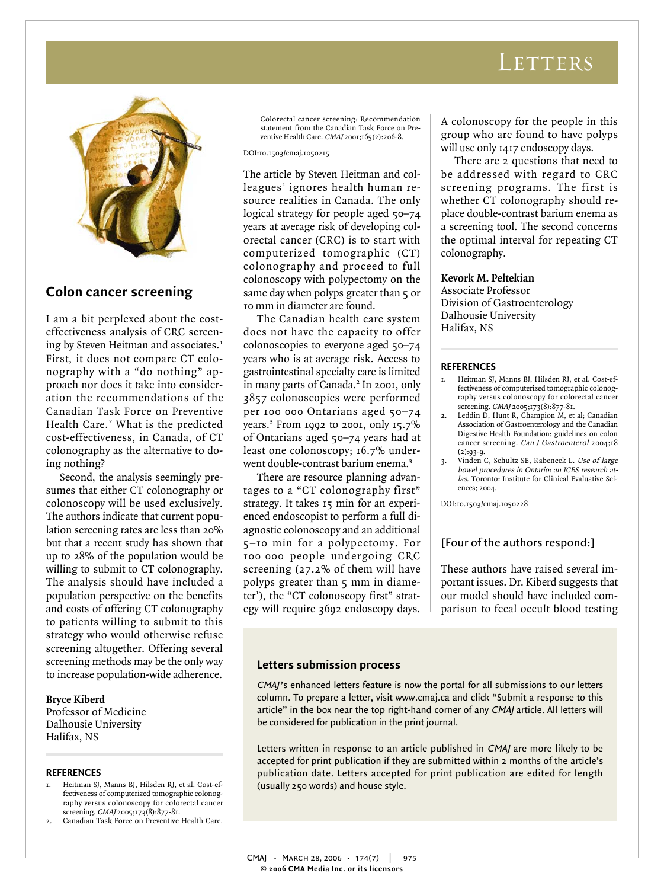# Letters

## Colon cancer screening

I am a bit perplexed about the cost-effectiveness analysis of CRC screening by Steven Heitman and associates.[1] First, it does not compare CT colonography with a "do nothing" approach nor does it take into consideration the recommendations of the Canadian Task Force on Preventive Health Care.[2] What is the predicted cost-effectiveness, in Canada, of CT colonography as the alternative to doing nothing?

Second, the analysis seemingly presumes that either CT colonography or colonoscopy will be used exclusively. The authors indicate that current population screening rates are less than 20% but that a recent study has shown that up to 28% of the population would be willing to submit to CT colonography. The analysis should have included a population perspective on the benefits and costs of offering CT colonography to patients willing to submit to this strategy who would otherwise refuse screening altogether. Offering several screening methods may be the only way to increase population-wide adherence.

**Bryce Kiberd**
Professor of Medicine
Dalhousie University
Halifax, NS

### REFERENCES

1. Heitman SJ, Manns BJ, Hilsden RJ, et al. Cost-effectiveness of computerized tomographic colonography versus colonoscopy for colorectal cancer screening. *CMAJ* 2005;173(8):877-81.
2. Canadian Task Force on Preventive Health Care. Colorectal cancer screening: Recommendation statement from the Canadian Task Force on Preventive Health Care. *CMAJ* 2001;165(2):206-8.

DOI:10.1503/cmaj.1050215

The article by Steven Heitman and colleagues[1] ignores health human resource realities in Canada. The only logical strategy for people aged 50–74 years at average risk of developing colorectal cancer (CRC) is to start with computerized tomographic (CT) colonography and proceed to full colonoscopy with polypectomy on the same day when polyps greater than 5 or 10 mm in diameter are found.

The Canadian health care system does not have the capacity to offer colonoscopies to everyone aged 50–74 years who is at average risk. Access to gastrointestinal specialty care is limited in many parts of Canada.[2] In 2001, only 3857 colonoscopies were performed per 100 000 Ontarians aged 50–74 years.[3] From 1992 to 2001, only 15.7% of Ontarians aged 50–74 years had at least one colonoscopy; 16.7% underwent double-contrast barium enema.[3]

There are resource planning advantages to a "CT colonography first" strategy. It takes 15 min for an experienced endoscopist to perform a full diagnostic colonoscopy and an additional 5–10 min for a polypectomy. For 100 000 people undergoing CRC screening (27.2% of them will have polyps greater than 5 mm in diameter[1]), the "CT colonoscopy first" strategy will require 3692 endoscopy days. A colonoscopy for the people in this group who are found to have polyps will use only 1417 endoscopy days.

There are 2 questions that need to be addressed with regard to CRC screening programs. The first is whether CT colonography should replace double-contrast barium enema as a screening tool. The second concerns the optimal interval for repeating CT colonography.

**Kevork M. Peltekian**
Associate Professor
Division of Gastroenterology
Dalhousie University
Halifax, NS

### REFERENCES

1. Heitman SJ, Manns BJ, Hilsden RJ, et al. Cost-effectiveness of computerized tomographic colonography versus colonoscopy for colorectal cancer screening. *CMAJ* 2005;173(8):877-81.
2. Leddin D, Hunt R, Champion M, et al; Canadian Association of Gastroenterology and the Canadian Digestive Health Foundation: guidelines on colon cancer screening. *Can J Gastroenterol* 2004;18(2):93-9.
3. Vinden C, Schultz SE, Rabeneck L. *Use of large bowel procedures in Ontario: an ICES research atlas*. Toronto: Institute for Clinical Evaluative Sciences; 2004.

DOI:10.1503/cmaj.1050228

[Four of the authors respond:]

These authors have raised several important issues. Dr. Kiberd suggests that our model should have included comparison to fecal occult blood testing

### Letters submission process

*CMAJ*'s enhanced letters feature is now the portal for all submissions to our letters column. To prepare a letter, visit www.cmaj.ca and click "Submit a response to this article" in the box near the top right-hand corner of any *CMAJ* article. All letters will be considered for publication in the print journal.

Letters written in response to an article published in *CMAJ* are more likely to be accepted for print publication if they are submitted within 2 months of the article's publication date. Letters accepted for print publication are edited for length (usually 250 words) and house style.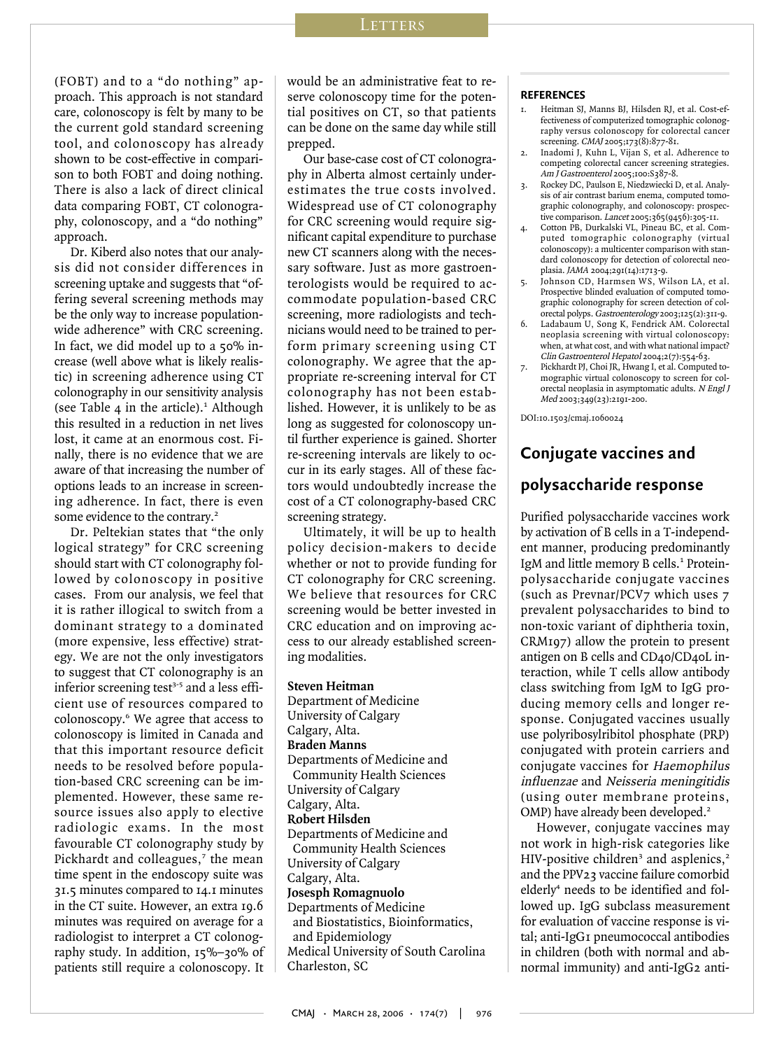(FOBT) and to a "do nothing" approach. This approach is not standard care, colonoscopy is felt by many to be the current gold standard screening tool, and colonoscopy has already shown to be cost-effective in comparison to both FOBT and doing nothing. There is also a lack of direct clinical data comparing FOBT, CT colonography, colonoscopy, and a "do nothing" approach.

Dr. Kiberd also notes that our analysis did not consider differences in screening uptake and suggests that "offering several screening methods may be the only way to increase population-wide adherence" with CRC screening. In fact, we did model up to a 50% increase (well above what is likely realistic) in screening adherence using CT colonography in our sensitivity analysis (see Table 4 in the article).[1] Although this resulted in a reduction in net lives lost, it came at an enormous cost. Finally, there is no evidence that we are aware of that increasing the number of options leads to an increase in screening adherence. In fact, there is even some evidence to the contrary.[2]

Dr. Peltekian states that "the only logical strategy" for CRC screening should start with CT colonography followed by colonoscopy in positive cases. From our analysis, we feel that it is rather illogical to switch from a dominant strategy to a dominated (more expensive, less effective) strategy. We are not the only investigators to suggest that CT colonography is an inferior screening test[3-5] and a less efficient use of resources compared to colonoscopy.[6] We agree that access to colonoscopy is limited in Canada and that this important resource deficit needs to be resolved before population-based CRC screening can be implemented. However, these same resource issues also apply to elective radiologic exams. In the most favourable CT colonography study by Pickhardt and colleagues,[7] the mean time spent in the endoscopy suite was 31.5 minutes compared to 14.1 minutes in the CT suite. However, an extra 19.6 minutes was required on average for a radiologist to interpret a CT colonography study. In addition, 15%–30% of patients still require a colonoscopy. It would be an administrative feat to reserve colonoscopy time for the potential positives on CT, so that patients can be done on the same day while still prepped.

Our base-case cost of CT colonography in Alberta almost certainly underestimates the true costs involved. Widespread use of CT colonography for CRC screening would require significant capital expenditure to purchase new CT scanners along with the necessary software. Just as more gastroenterologists would be required to accommodate population-based CRC screening, more radiologists and technicians would need to be trained to perform primary screening using CT colonography. We agree that the appropriate re-screening interval for CT colonography has not been established. However, it is unlikely to be as long as suggested for colonoscopy until further experience is gained. Shorter re-screening intervals are likely to occur in its early stages. All of these factors would undoubtedly increase the cost of a CT colonography-based CRC screening strategy.

Ultimately, it will be up to health policy decision-makers to decide whether or not to provide funding for CT colonography for CRC screening. We believe that resources for CRC screening would be better invested in CRC education and on improving access to our already established screening modalities.

**Steven Heitman**
Department of Medicine
University of Calgary
Calgary, Alta.
**Braden Manns**
Departments of Medicine and Community Health Sciences
University of Calgary
Calgary, Alta.
**Robert Hilsden**
Departments of Medicine and Community Health Sciences
University of Calgary
Calgary, Alta.
**Josesph Romagnuolo**
Departments of Medicine and Biostatistics, Bioinformatics, and Epidemiology
Medical University of South Carolina
Charleston, SC

### REFERENCES

1. Heitman SJ, Manns BJ, Hilsden RJ, et al. Cost-effectiveness of computerized tomographic colonography versus colonoscopy for colorectal cancer screening. *CMAJ* 2005;173(8):877-81.
2. Inadomi J, Kuhn L, Vijan S, et al. Adherence to competing colorectal cancer screening strategies. *Am J Gastroenterol* 2005;100:S387-8.
3. Rockey DC, Paulson E, Niedzwiecki D, et al. Analysis of air contrast barium enema, computed tomographic colonography, and colonoscopy: prospective comparison. *Lancet* 2005;365(9456):305-11.
4. Cotton PB, Durkalski VL, Pineau BC, et al. Computed tomographic colonography (virtual colonoscopy): a multicenter comparison with standard colonoscopy for detection of colorectal neoplasia. *JAMA* 2004;291(14):1713-9.
5. Johnson CD, Harmsen WS, Wilson LA, et al. Prospective blinded evaluation of computed tomographic colonography for screen detection of colorectal polyps. *Gastroenterology* 2003;125(2):311-9.
6. Ladabaum U, Song K, Fendrick AM. Colorectal neoplasia screening with virtual colonoscopy: when, at what cost, and with what national impact? *Clin Gastroenterol Hepatol* 2004;2(7):554-63.
7. Pickhardt PJ, Choi JR, Hwang I, et al. Computed tomographic virtual colonoscopy to screen for colorectal neoplasia in asymptomatic adults. *N Engl J Med* 2003;349(23):2191-200.

DOI:10.1503/cmaj.1060024

## Conjugate vaccines and polysaccharide response

Purified polysaccharide vaccines work by activation of B cells in a T-independent manner, producing predominantly IgM and little memory B cells.[1] Protein-polysaccharide conjugate vaccines (such as Prevnar/PCV7 which uses 7 prevalent polysaccharides to bind to non-toxic variant of diphtheria toxin, CRM197) allow the protein to present antigen on B cells and CD40/CD40L interaction, while T cells allow antibody class switching from IgM to IgG producing memory cells and longer response. Conjugated vaccines usually use polyribosylribitol phosphate (PRP) conjugated with protein carriers and conjugate vaccines for *Haemophilus influenzae* and *Neisseria meningitidis* (using outer membrane proteins, OMP) have already been developed.[2]

However, conjugate vaccines may not work in high-risk categories like HIV-positive children[3] and asplenics,[2] and the PPV23 vaccine failure comorbid elderly[4] needs to be identified and followed up. IgG subclass measurement for evaluation of vaccine response is vital; anti-IgG1 pneumococcal antibodies in children (both with normal and abnormal immunity) and anti-IgG2 anti-